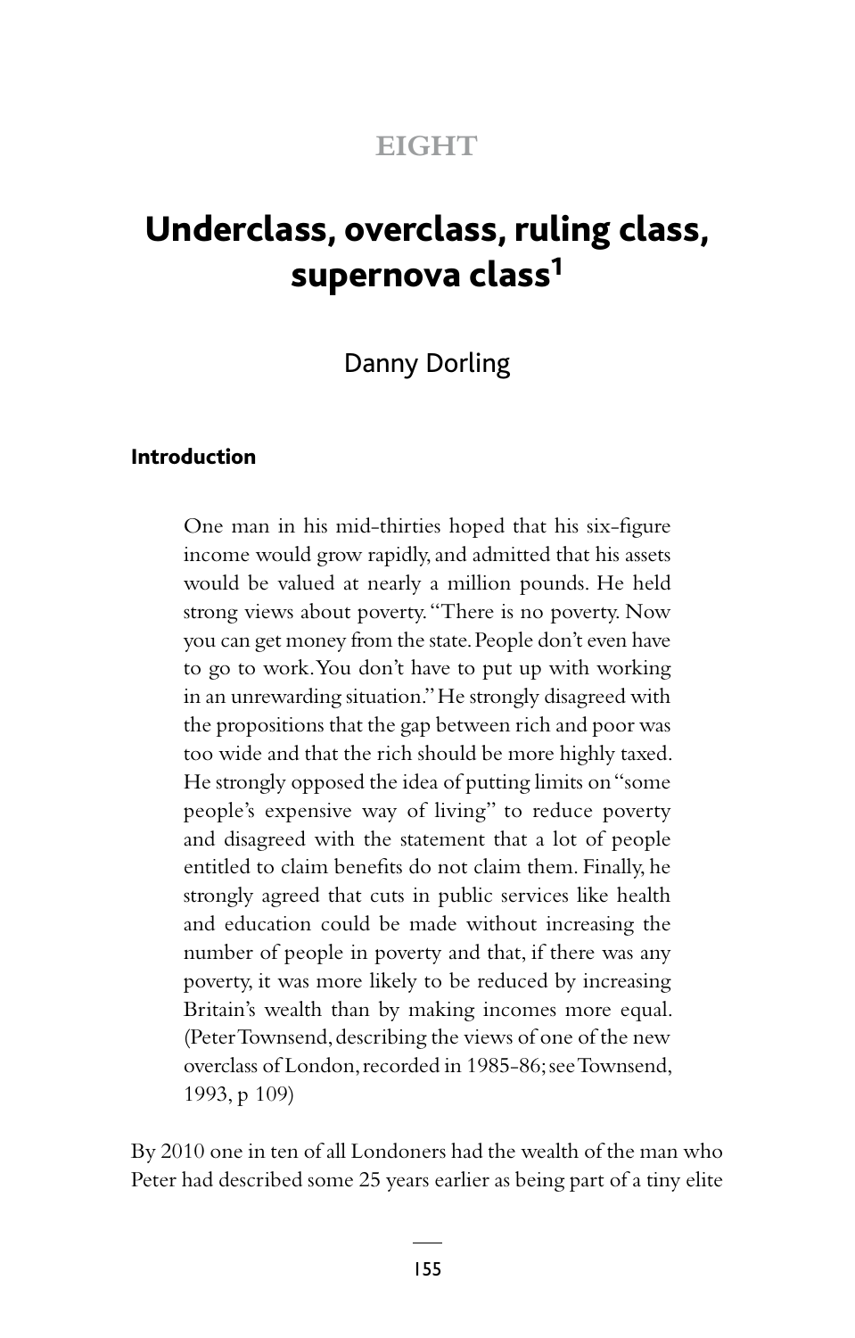# EIGHT

# Underclass, overclass, ruling class, supernova class[1]

Danny Dorling

## Introduction

> One man in his mid-thirties hoped that his six-figure income would grow rapidly, and admitted that his assets would be valued at nearly a million pounds. He held strong views about poverty. "There is no poverty. Now you can get money from the state. People don't even have to go to work. You don't have to put up with working in an unrewarding situation." He strongly disagreed with the propositions that the gap between rich and poor was too wide and that the rich should be more highly taxed. He strongly opposed the idea of putting limits on "some people's expensive way of living" to reduce poverty and disagreed with the statement that a lot of people entitled to claim benefits do not claim them. Finally, he strongly agreed that cuts in public services like health and education could be made without increasing the number of people in poverty and that, if there was any poverty, it was more likely to be reduced by increasing Britain's wealth than by making incomes more equal. (Peter Townsend, describing the views of one of the new overclass of London, recorded in 1985-86; see Townsend, 1993, p 109)

By 2010 one in ten of all Londoners had the wealth of the man who Peter had described some 25 years earlier as being part of a tiny elite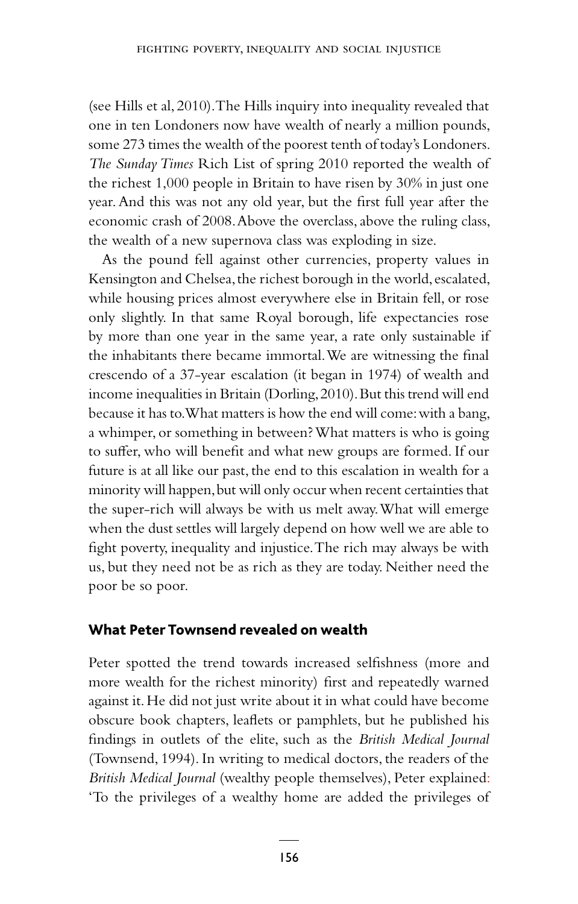(see Hills et al, 2010). The Hills inquiry into inequality revealed that one in ten Londoners now have wealth of nearly a million pounds, some 273 times the wealth of the poorest tenth of today's Londoners. *The Sunday Times* Rich List of spring 2010 reported the wealth of the richest 1,000 people in Britain to have risen by 30% in just one year. And this was not any old year, but the first full year after the economic crash of 2008. Above the overclass, above the ruling class, the wealth of a new supernova class was exploding in size.

As the pound fell against other currencies, property values in Kensington and Chelsea, the richest borough in the world, escalated, while housing prices almost everywhere else in Britain fell, or rose only slightly. In that same Royal borough, life expectancies rose by more than one year in the same year, a rate only sustainable if the inhabitants there became immortal. We are witnessing the final crescendo of a 37-year escalation (it began in 1974) of wealth and income inequalities in Britain (Dorling, 2010). But this trend will end because it has to. What matters is how the end will come: with a bang, a whimper, or something in between? What matters is who is going to suffer, who will benefit and what new groups are formed. If our future is at all like our past, the end to this escalation in wealth for a minority will happen, but will only occur when recent certainties that the super-rich will always be with us melt away. What will emerge when the dust settles will largely depend on how well we are able to fight poverty, inequality and injustice. The rich may always be with us, but they need not be as rich as they are today. Neither need the poor be so poor.

## What Peter Townsend revealed on wealth

Peter spotted the trend towards increased selfishness (more and more wealth for the richest minority) first and repeatedly warned against it. He did not just write about it in what could have become obscure book chapters, leaflets or pamphlets, but he published his findings in outlets of the elite, such as the *British Medical Journal* (Townsend, 1994). In writing to medical doctors, the readers of the *British Medical Journal* (wealthy people themselves), Peter explained: 'To the privileges of a wealthy home are added the privileges of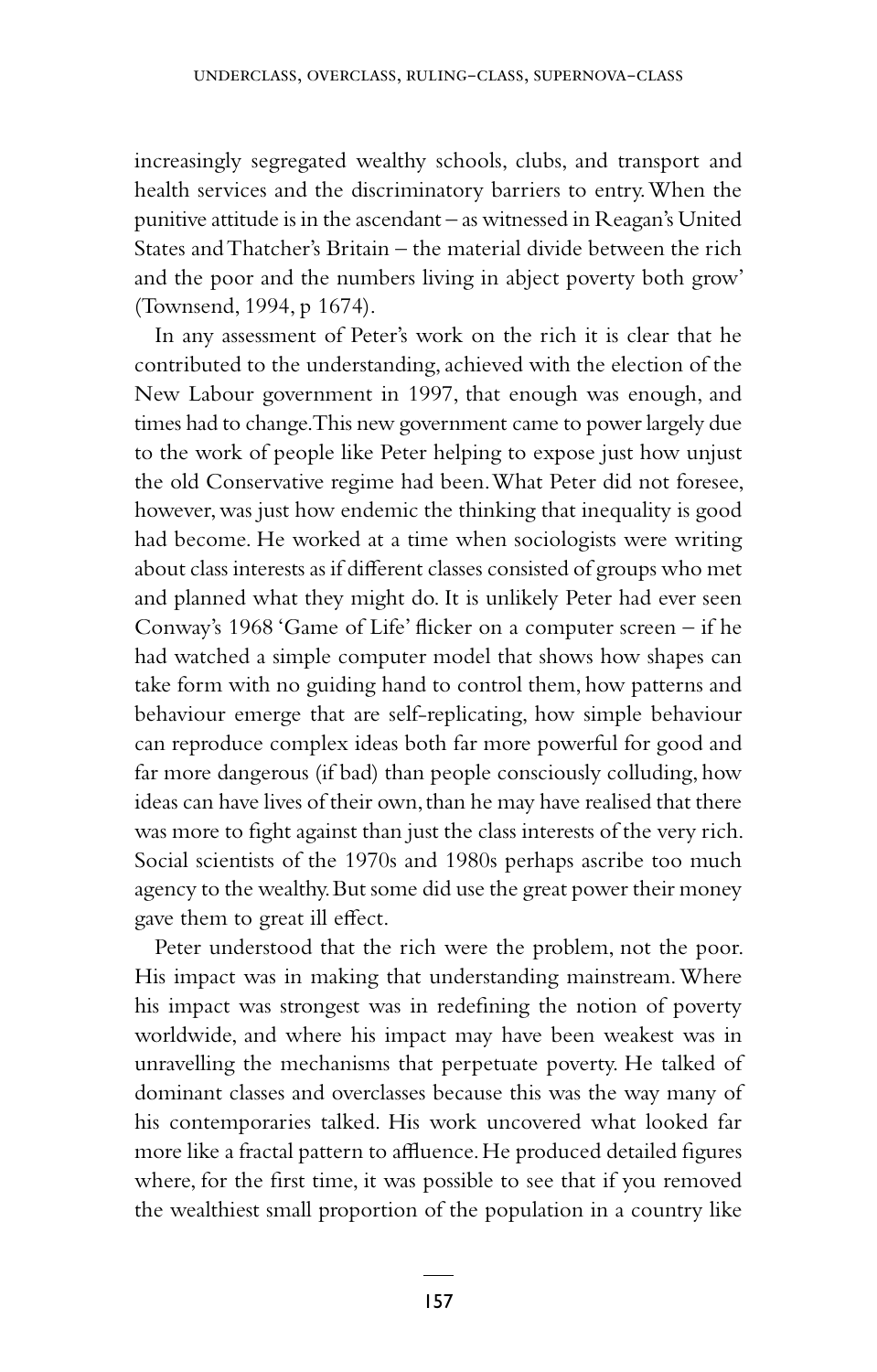increasingly segregated wealthy schools, clubs, and transport and health services and the discriminatory barriers to entry. When the punitive attitude is in the ascendant – as witnessed in Reagan's United States and Thatcher's Britain – the material divide between the rich and the poor and the numbers living in abject poverty both grow' (Townsend, 1994, p 1674).

In any assessment of Peter's work on the rich it is clear that he contributed to the understanding, achieved with the election of the New Labour government in 1997, that enough was enough, and times had to change. This new government came to power largely due to the work of people like Peter helping to expose just how unjust the old Conservative regime had been. What Peter did not foresee, however, was just how endemic the thinking that inequality is good had become. He worked at a time when sociologists were writing about class interests as if different classes consisted of groups who met and planned what they might do. It is unlikely Peter had ever seen Conway's 1968 'Game of Life' flicker on a computer screen – if he had watched a simple computer model that shows how shapes can take form with no guiding hand to control them, how patterns and behaviour emerge that are self-replicating, how simple behaviour can reproduce complex ideas both far more powerful for good and far more dangerous (if bad) than people consciously colluding, how ideas can have lives of their own, than he may have realised that there was more to fight against than just the class interests of the very rich. Social scientists of the 1970s and 1980s perhaps ascribe too much agency to the wealthy. But some did use the great power their money gave them to great ill effect.

Peter understood that the rich were the problem, not the poor. His impact was in making that understanding mainstream. Where his impact was strongest was in redefining the notion of poverty worldwide, and where his impact may have been weakest was in unravelling the mechanisms that perpetuate poverty. He talked of dominant classes and overclasses because this was the way many of his contemporaries talked. His work uncovered what looked far more like a fractal pattern to affluence. He produced detailed figures where, for the first time, it was possible to see that if you removed the wealthiest small proportion of the population in a country like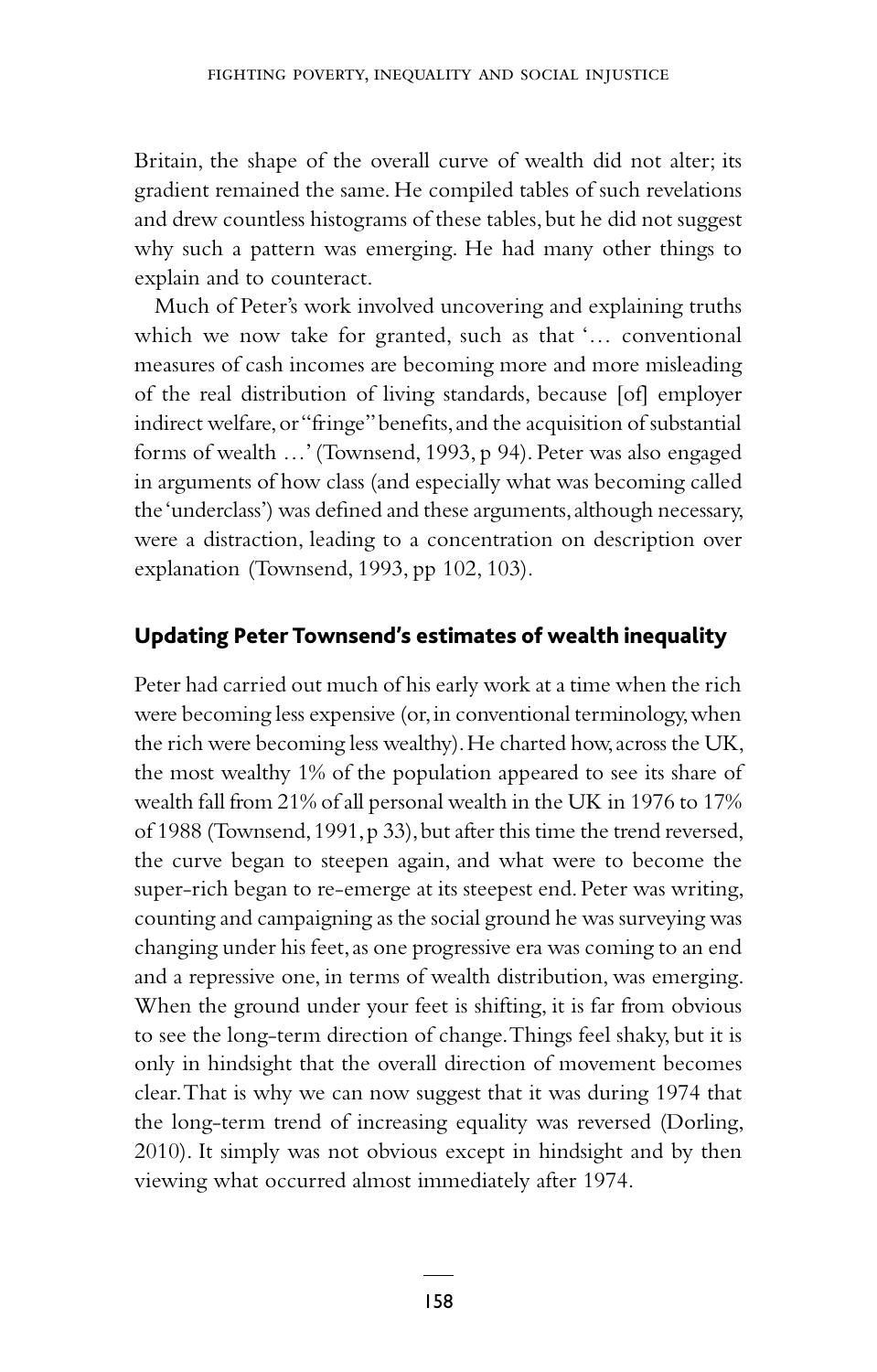Britain, the shape of the overall curve of wealth did not alter; its gradient remained the same. He compiled tables of such revelations and drew countless histograms of these tables, but he did not suggest why such a pattern was emerging. He had many other things to explain and to counteract.

Much of Peter's work involved uncovering and explaining truths which we now take for granted, such as that '… conventional measures of cash incomes are becoming more and more misleading of the real distribution of living standards, because [of] employer indirect welfare, or "fringe" benefits, and the acquisition of substantial forms of wealth …' (Townsend, 1993, p 94). Peter was also engaged in arguments of how class (and especially what was becoming called the 'underclass') was defined and these arguments, although necessary, were a distraction, leading to a concentration on description over explanation (Townsend, 1993, pp 102, 103).

## Updating Peter Townsend's estimates of wealth inequality

Peter had carried out much of his early work at a time when the rich were becoming less expensive (or, in conventional terminology, when the rich were becoming less wealthy). He charted how, across the UK, the most wealthy 1% of the population appeared to see its share of wealth fall from 21% of all personal wealth in the UK in 1976 to 17% of 1988 (Townsend, 1991, p 33), but after this time the trend reversed, the curve began to steepen again, and what were to become the super-rich began to re-emerge at its steepest end. Peter was writing, counting and campaigning as the social ground he was surveying was changing under his feet, as one progressive era was coming to an end and a repressive one, in terms of wealth distribution, was emerging. When the ground under your feet is shifting, it is far from obvious to see the long-term direction of change. Things feel shaky, but it is only in hindsight that the overall direction of movement becomes clear. That is why we can now suggest that it was during 1974 that the long-term trend of increasing equality was reversed (Dorling, 2010). It simply was not obvious except in hindsight and by then viewing what occurred almost immediately after 1974.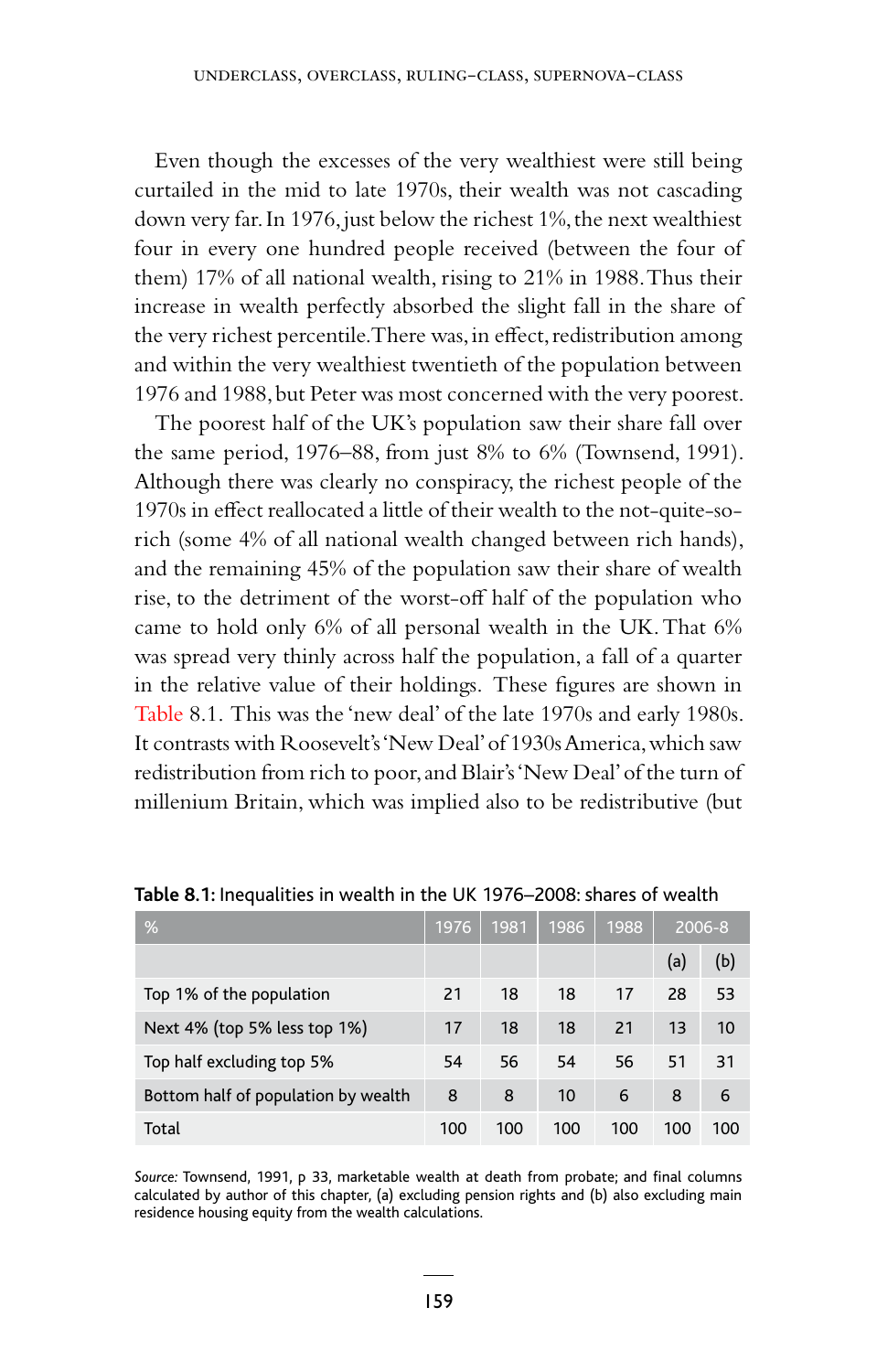Even though the excesses of the very wealthiest were still being curtailed in the mid to late 1970s, their wealth was not cascading down very far. In 1976, just below the richest 1%, the next wealthiest four in every one hundred people received (between the four of them) 17% of all national wealth, rising to 21% in 1988. Thus their increase in wealth perfectly absorbed the slight fall in the share of the very richest percentile. There was, in effect, redistribution among and within the very wealthiest twentieth of the population between 1976 and 1988, but Peter was most concerned with the very poorest.

The poorest half of the UK's population saw their share fall over the same period, 1976–88, from just 8% to 6% (Townsend, 1991). Although there was clearly no conspiracy, the richest people of the 1970s in effect reallocated a little of their wealth to the not-quite-so-rich (some 4% of all national wealth changed between rich hands), and the remaining 45% of the population saw their share of wealth rise, to the detriment of the worst-off half of the population who came to hold only 6% of all personal wealth in the UK. That 6% was spread very thinly across half the population, a fall of a quarter in the relative value of their holdings. These figures are shown in Table 8.1. This was the 'new deal' of the late 1970s and early 1980s. It contrasts with Roosevelt's 'New Deal' of 1930s America, which saw redistribution from rich to poor, and Blair's 'New Deal' of the turn of millenium Britain, which was implied also to be redistributive (but

**Table 8.1:** Inequalities in wealth in the UK 1976–2008: shares of wealth

| % | 1976 | 1981 | 1986 | 1988 | 2006-8 | |
|---|---|---|---|---|---|---|
| | | | | | (a) | (b) |
| Top 1% of the population | 21 | 18 | 18 | 17 | 28 | 53 |
| Next 4% (top 5% less top 1%) | 17 | 18 | 18 | 21 | 13 | 10 |
| Top half excluding top 5% | 54 | 56 | 54 | 56 | 51 | 31 |
| Bottom half of population by wealth | 8 | 8 | 10 | 6 | 8 | 6 |
| Total | 100 | 100 | 100 | 100 | 100 | 100 |

*Source:* Townsend, 1991, p 33, marketable wealth at death from probate; and final columns calculated by author of this chapter, (a) excluding pension rights and (b) also excluding main residence housing equity from the wealth calculations.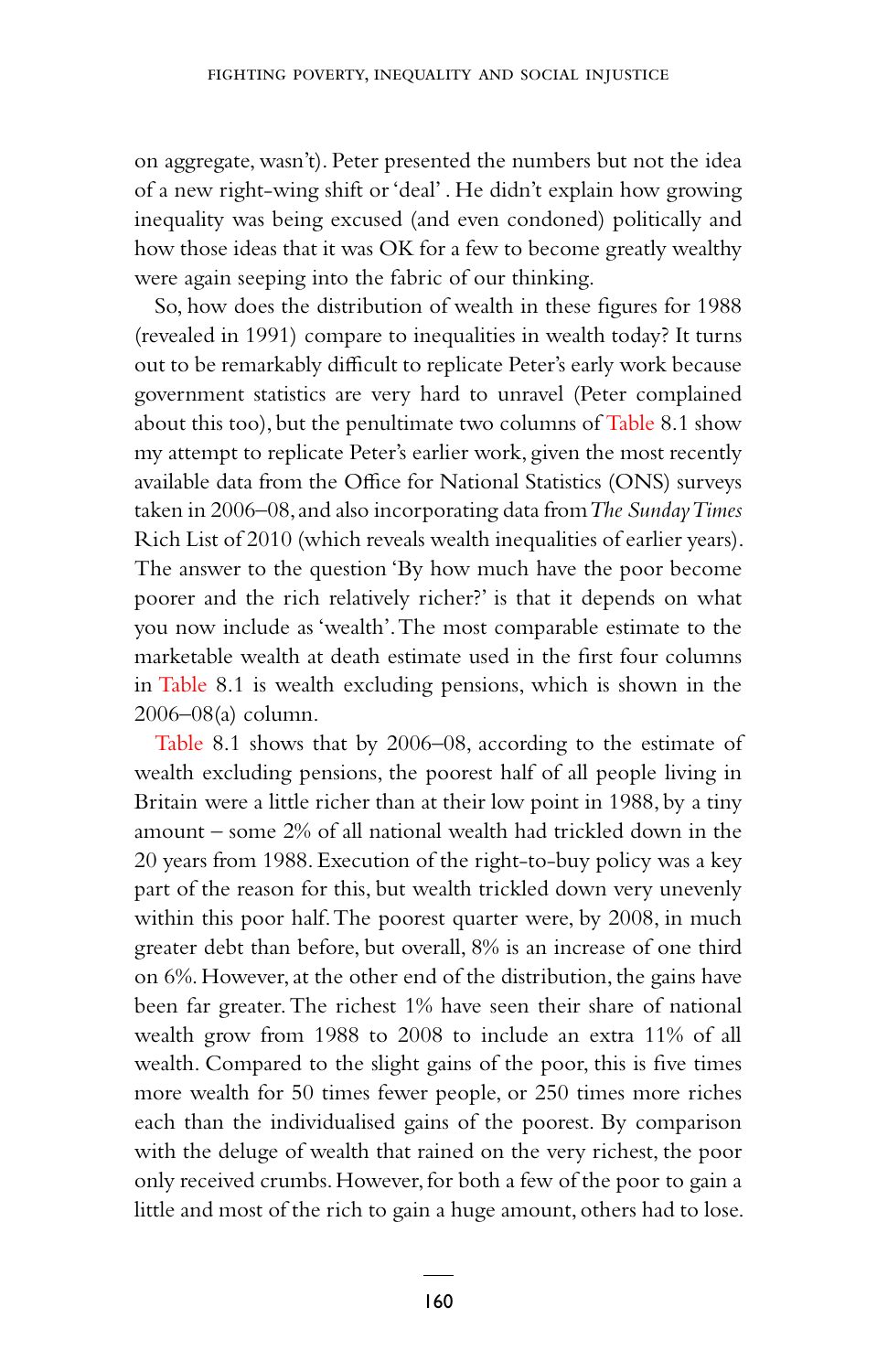on aggregate, wasn't). Peter presented the numbers but not the idea of a new right-wing shift or 'deal' . He didn't explain how growing inequality was being excused (and even condoned) politically and how those ideas that it was OK for a few to become greatly wealthy were again seeping into the fabric of our thinking.

So, how does the distribution of wealth in these figures for 1988 (revealed in 1991) compare to inequalities in wealth today? It turns out to be remarkably difficult to replicate Peter's early work because government statistics are very hard to unravel (Peter complained about this too), but the penultimate two columns of Table 8.1 show my attempt to replicate Peter's earlier work, given the most recently available data from the Office for National Statistics (ONS) surveys taken in 2006–08, and also incorporating data from *The Sunday Times* Rich List of 2010 (which reveals wealth inequalities of earlier years). The answer to the question 'By how much have the poor become poorer and the rich relatively richer?' is that it depends on what you now include as 'wealth'. The most comparable estimate to the marketable wealth at death estimate used in the first four columns in Table 8.1 is wealth excluding pensions, which is shown in the 2006–08(a) column.

Table 8.1 shows that by 2006–08, according to the estimate of wealth excluding pensions, the poorest half of all people living in Britain were a little richer than at their low point in 1988, by a tiny amount – some 2% of all national wealth had trickled down in the 20 years from 1988. Execution of the right-to-buy policy was a key part of the reason for this, but wealth trickled down very unevenly within this poor half. The poorest quarter were, by 2008, in much greater debt than before, but overall, 8% is an increase of one third on 6%. However, at the other end of the distribution, the gains have been far greater. The richest 1% have seen their share of national wealth grow from 1988 to 2008 to include an extra 11% of all wealth. Compared to the slight gains of the poor, this is five times more wealth for 50 times fewer people, or 250 times more riches each than the individualised gains of the poorest. By comparison with the deluge of wealth that rained on the very richest, the poor only received crumbs. However, for both a few of the poor to gain a little and most of the rich to gain a huge amount, others had to lose.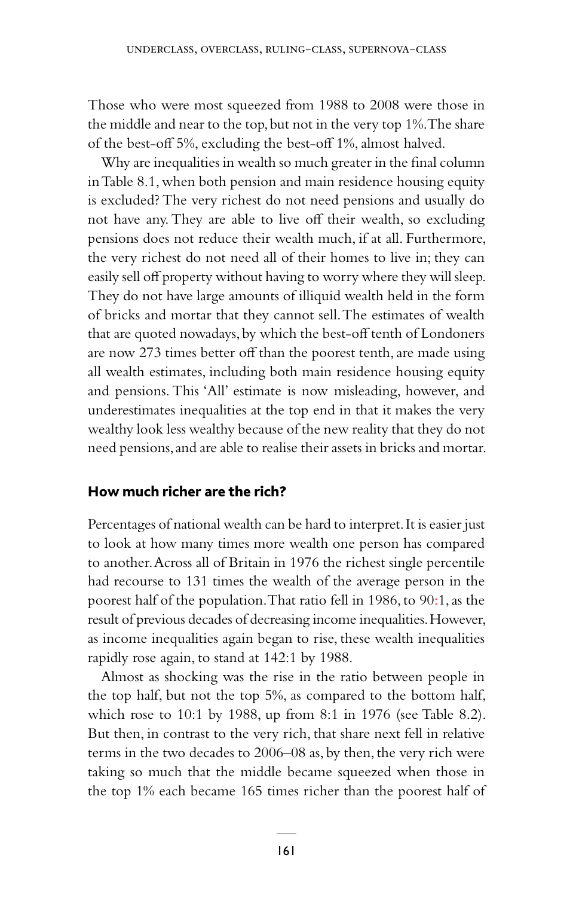Those who were most squeezed from 1988 to 2008 were those in the middle and near to the top, but not in the very top 1%. The share of the best-off 5%, excluding the best-off 1%, almost halved.

Why are inequalities in wealth so much greater in the final column in Table 8.1, when both pension and main residence housing equity is excluded? The very richest do not need pensions and usually do not have any. They are able to live off their wealth, so excluding pensions does not reduce their wealth much, if at all. Furthermore, the very richest do not need all of their homes to live in; they can easily sell off property without having to worry where they will sleep. They do not have large amounts of illiquid wealth held in the form of bricks and mortar that they cannot sell. The estimates of wealth that are quoted nowadays, by which the best-off tenth of Londoners are now 273 times better off than the poorest tenth, are made using all wealth estimates, including both main residence housing equity and pensions. This 'All' estimate is now misleading, however, and underestimates inequalities at the top end in that it makes the very wealthy look less wealthy because of the new reality that they do not need pensions, and are able to realise their assets in bricks and mortar.

## How much richer are the rich?

Percentages of national wealth can be hard to interpret. It is easier just to look at how many times more wealth one person has compared to another. Across all of Britain in 1976 the richest single percentile had recourse to 131 times the wealth of the average person in the poorest half of the population. That ratio fell in 1986, to 90:1, as the result of previous decades of decreasing income inequalities. However, as income inequalities again began to rise, these wealth inequalities rapidly rose again, to stand at 142:1 by 1988.

Almost as shocking was the rise in the ratio between people in the top half, but not the top 5%, as compared to the bottom half, which rose to 10:1 by 1988, up from 8:1 in 1976 (see Table 8.2). But then, in contrast to the very rich, that share next fell in relative terms in the two decades to 2006–08 as, by then, the very rich were taking so much that the middle became squeezed when those in the top 1% each became 165 times richer than the poorest half of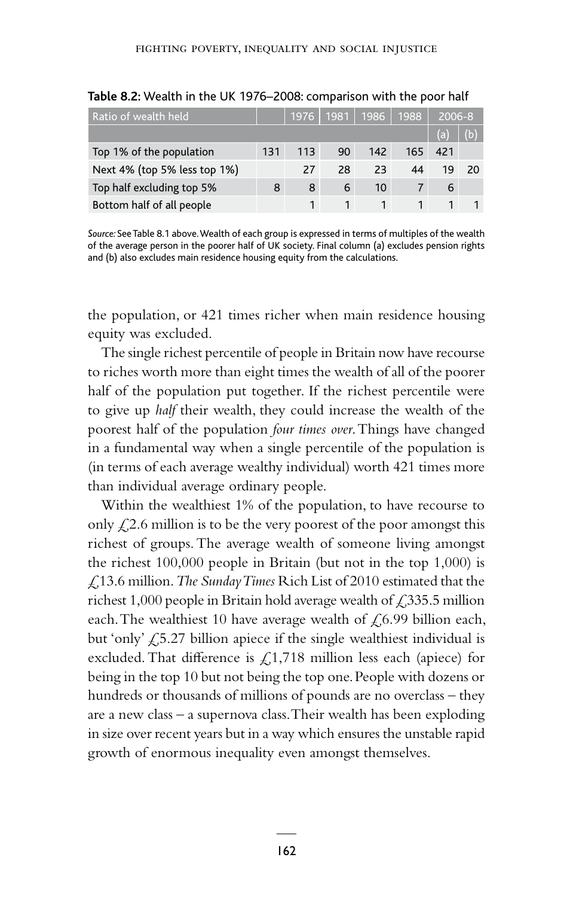**Table 8.2:** Wealth in the UK 1976–2008: comparison with the poor half

| Ratio of wealth held | | 1976 | 1981 | 1986 | 1988 | 2006-8 | |
|---|---|---|---|---|---|---|---|
| | | | | | | (a) | (b) |
| Top 1% of the population | 131 | 113 | 90 | 142 | 165 | 421 | |
| Next 4% (top 5% less top 1%) | | 27 | 28 | 23 | 44 | 19 | 20 |
| Top half excluding top 5% | 8 | 8 | 6 | 10 | 7 | 6 | |
| Bottom half of all people | | 1 | 1 | 1 | 1 | 1 | 1 |

*Source:* See Table 8.1 above. Wealth of each group is expressed in terms of multiples of the wealth of the average person in the poorer half of UK society. Final column (a) excludes pension rights and (b) also excludes main residence housing equity from the calculations.

the population, or 421 times richer when main residence housing equity was excluded.

The single richest percentile of people in Britain now have recourse to riches worth more than eight times the wealth of all of the poorer half of the population put together. If the richest percentile were to give up *half* their wealth, they could increase the wealth of the poorest half of the population *four times over*. Things have changed in a fundamental way when a single percentile of the population is (in terms of each average wealthy individual) worth 421 times more than individual average ordinary people.

Within the wealthiest 1% of the population, to have recourse to only £2.6 million is to be the very poorest of the poor amongst this richest of groups. The average wealth of someone living amongst the richest 100,000 people in Britain (but not in the top 1,000) is £13.6 million. *The Sunday Times* Rich List of 2010 estimated that the richest 1,000 people in Britain hold average wealth of £335.5 million each. The wealthiest 10 have average wealth of £6.99 billion each, but 'only' £5.27 billion apiece if the single wealthiest individual is excluded. That difference is £1,718 million less each (apiece) for being in the top 10 but not being the top one. People with dozens or hundreds or thousands of millions of pounds are no overclass – they are a new class – a supernova class. Their wealth has been exploding in size over recent years but in a way which ensures the unstable rapid growth of enormous inequality even amongst themselves.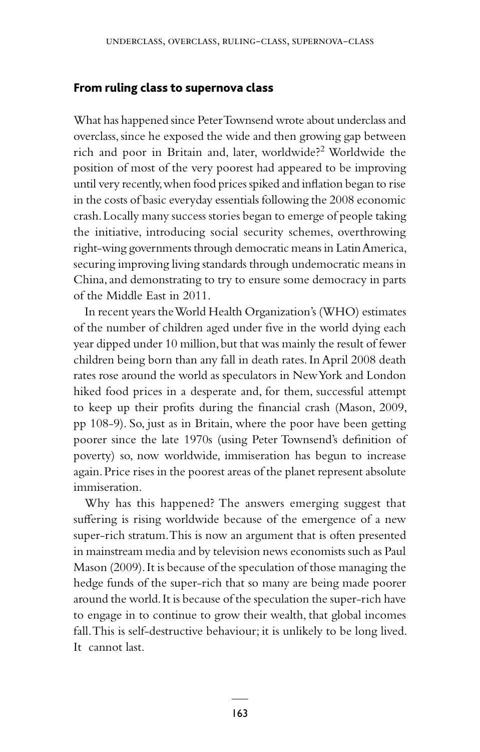## From ruling class to supernova class

What has happened since Peter Townsend wrote about underclass and overclass, since he exposed the wide and then growing gap between rich and poor in Britain and, later, worldwide?[2] Worldwide the position of most of the very poorest had appeared to be improving until very recently, when food prices spiked and inflation began to rise in the costs of basic everyday essentials following the 2008 economic crash. Locally many success stories began to emerge of people taking the initiative, introducing social security schemes, overthrowing right-wing governments through democratic means in Latin America, securing improving living standards through undemocratic means in China, and demonstrating to try to ensure some democracy in parts of the Middle East in 2011.

In recent years the World Health Organization's (WHO) estimates of the number of children aged under five in the world dying each year dipped under 10 million, but that was mainly the result of fewer children being born than any fall in death rates. In April 2008 death rates rose around the world as speculators in New York and London hiked food prices in a desperate and, for them, successful attempt to keep up their profits during the financial crash (Mason, 2009, pp 108-9). So, just as in Britain, where the poor have been getting poorer since the late 1970s (using Peter Townsend's definition of poverty) so, now worldwide, immiseration has begun to increase again. Price rises in the poorest areas of the planet represent absolute immiseration.

Why has this happened? The answers emerging suggest that suffering is rising worldwide because of the emergence of a new super-rich stratum. This is now an argument that is often presented in mainstream media and by television news economists such as Paul Mason (2009). It is because of the speculation of those managing the hedge funds of the super-rich that so many are being made poorer around the world. It is because of the speculation the super-rich have to engage in to continue to grow their wealth, that global incomes fall. This is self-destructive behaviour; it is unlikely to be long lived. It cannot last.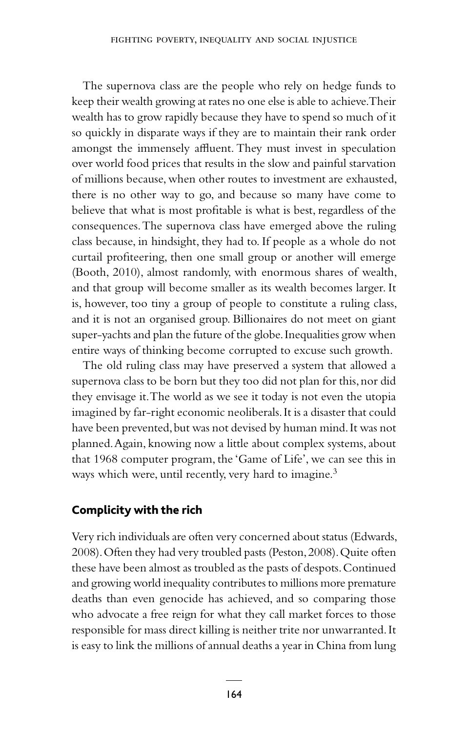The supernova class are the people who rely on hedge funds to keep their wealth growing at rates no one else is able to achieve. Their wealth has to grow rapidly because they have to spend so much of it so quickly in disparate ways if they are to maintain their rank order amongst the immensely affluent. They must invest in speculation over world food prices that results in the slow and painful starvation of millions because, when other routes to investment are exhausted, there is no other way to go, and because so many have come to believe that what is most profitable is what is best, regardless of the consequences. The supernova class have emerged above the ruling class because, in hindsight, they had to. If people as a whole do not curtail profiteering, then one small group or another will emerge (Booth, 2010), almost randomly, with enormous shares of wealth, and that group will become smaller as its wealth becomes larger. It is, however, too tiny a group of people to constitute a ruling class, and it is not an organised group. Billionaires do not meet on giant super-yachts and plan the future of the globe. Inequalities grow when entire ways of thinking become corrupted to excuse such growth.

The old ruling class may have preserved a system that allowed a supernova class to be born but they too did not plan for this, nor did they envisage it. The world as we see it today is not even the utopia imagined by far-right economic neoliberals. It is a disaster that could have been prevented, but was not devised by human mind. It was not planned. Again, knowing now a little about complex systems, about that 1968 computer program, the 'Game of Life', we can see this in ways which were, until recently, very hard to imagine.[3]

## Complicity with the rich

Very rich individuals are often very concerned about status (Edwards, 2008). Often they had very troubled pasts (Peston, 2008). Quite often these have been almost as troubled as the pasts of despots. Continued and growing world inequality contributes to millions more premature deaths than even genocide has achieved, and so comparing those who advocate a free reign for what they call market forces to those responsible for mass direct killing is neither trite nor unwarranted. It is easy to link the millions of annual deaths a year in China from lung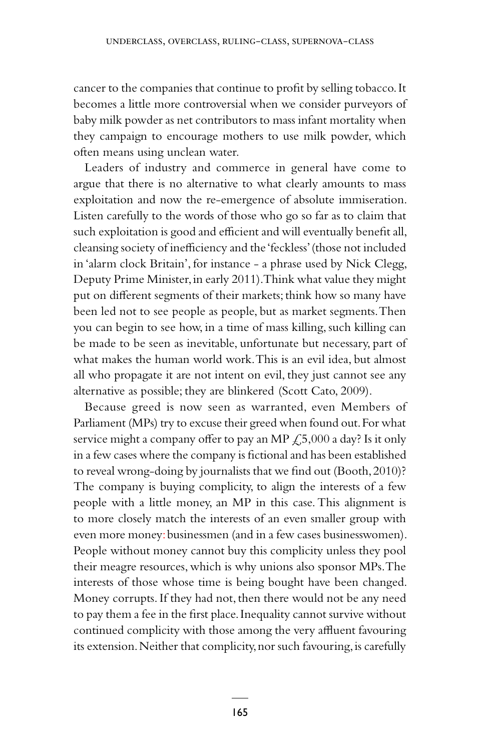cancer to the companies that continue to profit by selling tobacco. It becomes a little more controversial when we consider purveyors of baby milk powder as net contributors to mass infant mortality when they campaign to encourage mothers to use milk powder, which often means using unclean water.

Leaders of industry and commerce in general have come to argue that there is no alternative to what clearly amounts to mass exploitation and now the re-emergence of absolute immiseration. Listen carefully to the words of those who go so far as to claim that such exploitation is good and efficient and will eventually benefit all, cleansing society of inefficiency and the 'feckless' (those not included in 'alarm clock Britain', for instance - a phrase used by Nick Clegg, Deputy Prime Minister, in early 2011). Think what value they might put on different segments of their markets; think how so many have been led not to see people as people, but as market segments. Then you can begin to see how, in a time of mass killing, such killing can be made to be seen as inevitable, unfortunate but necessary, part of what makes the human world work. This is an evil idea, but almost all who propagate it are not intent on evil, they just cannot see any alternative as possible; they are blinkered (Scott Cato, 2009).

Because greed is now seen as warranted, even Members of Parliament (MPs) try to excuse their greed when found out. For what service might a company offer to pay an MP £5,000 a day? Is it only in a few cases where the company is fictional and has been established to reveal wrong-doing by journalists that we find out (Booth, 2010)? The company is buying complicity, to align the interests of a few people with a little money, an MP in this case. This alignment is to more closely match the interests of an even smaller group with even more money: businessmen (and in a few cases businesswomen). People without money cannot buy this complicity unless they pool their meagre resources, which is why unions also sponsor MPs. The interests of those whose time is being bought have been changed. Money corrupts. If they had not, then there would not be any need to pay them a fee in the first place. Inequality cannot survive without continued complicity with those among the very affluent favouring its extension. Neither that complicity, nor such favouring, is carefully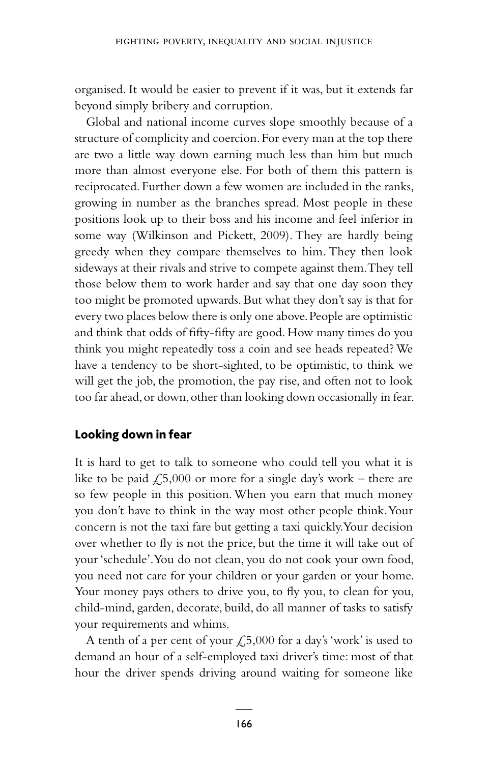organised. It would be easier to prevent if it was, but it extends far beyond simply bribery and corruption.

Global and national income curves slope smoothly because of a structure of complicity and coercion. For every man at the top there are two a little way down earning much less than him but much more than almost everyone else. For both of them this pattern is reciprocated. Further down a few women are included in the ranks, growing in number as the branches spread. Most people in these positions look up to their boss and his income and feel inferior in some way (Wilkinson and Pickett, 2009). They are hardly being greedy when they compare themselves to him. They then look sideways at their rivals and strive to compete against them. They tell those below them to work harder and say that one day soon they too might be promoted upwards. But what they don't say is that for every two places below there is only one above. People are optimistic and think that odds of fifty-fifty are good. How many times do you think you might repeatedly toss a coin and see heads repeated? We have a tendency to be short-sighted, to be optimistic, to think we will get the job, the promotion, the pay rise, and often not to look too far ahead, or down, other than looking down occasionally in fear.

## Looking down in fear

It is hard to get to talk to someone who could tell you what it is like to be paid £5,000 or more for a single day's work – there are so few people in this position. When you earn that much money you don't have to think in the way most other people think. Your concern is not the taxi fare but getting a taxi quickly. Your decision over whether to fly is not the price, but the time it will take out of your 'schedule'. You do not clean, you do not cook your own food, you need not care for your children or your garden or your home. Your money pays others to drive you, to fly you, to clean for you, child-mind, garden, decorate, build, do all manner of tasks to satisfy your requirements and whims.

A tenth of a per cent of your £5,000 for a day's 'work' is used to demand an hour of a self-employed taxi driver's time: most of that hour the driver spends driving around waiting for someone like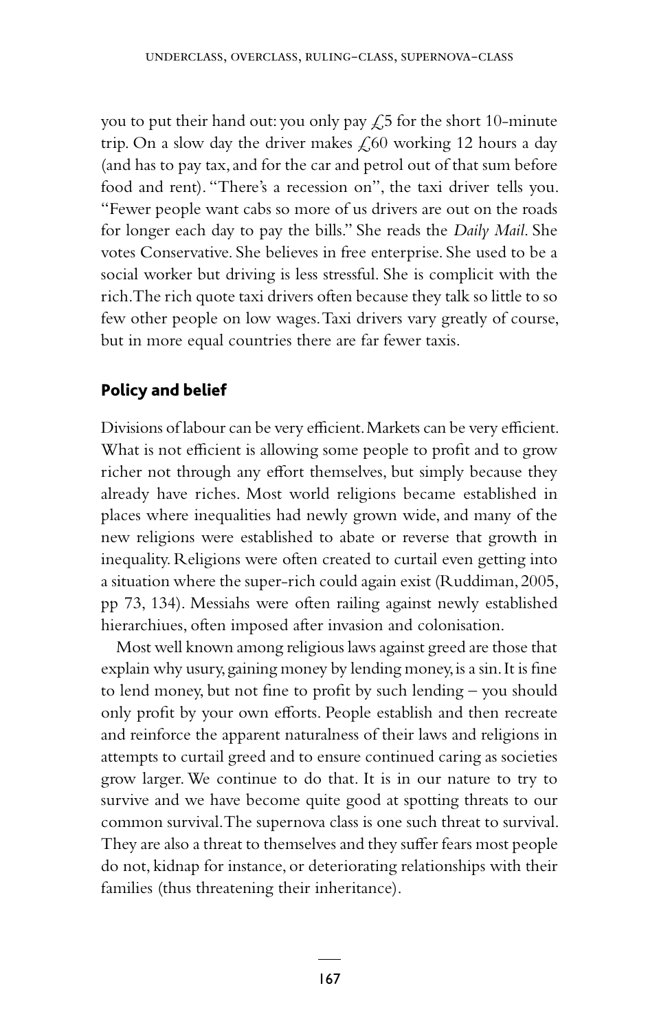you to put their hand out: you only pay £5 for the short 10-minute trip. On a slow day the driver makes £60 working 12 hours a day (and has to pay tax, and for the car and petrol out of that sum before food and rent). "There's a recession on", the taxi driver tells you. "Fewer people want cabs so more of us drivers are out on the roads for longer each day to pay the bills." She reads the *Daily Mail*. She votes Conservative. She believes in free enterprise. She used to be a social worker but driving is less stressful. She is complicit with the rich. The rich quote taxi drivers often because they talk so little to so few other people on low wages. Taxi drivers vary greatly of course, but in more equal countries there are far fewer taxis.

## Policy and belief

Divisions of labour can be very efficient. Markets can be very efficient. What is not efficient is allowing some people to profit and to grow richer not through any effort themselves, but simply because they already have riches. Most world religions became established in places where inequalities had newly grown wide, and many of the new religions were established to abate or reverse that growth in inequality. Religions were often created to curtail even getting into a situation where the super-rich could again exist (Ruddiman, 2005, pp 73, 134). Messiahs were often railing against newly established hierarchiues, often imposed after invasion and colonisation.

Most well known among religious laws against greed are those that explain why usury, gaining money by lending money, is a sin. It is fine to lend money, but not fine to profit by such lending – you should only profit by your own efforts. People establish and then recreate and reinforce the apparent naturalness of their laws and religions in attempts to curtail greed and to ensure continued caring as societies grow larger. We continue to do that. It is in our nature to try to survive and we have become quite good at spotting threats to our common survival. The supernova class is one such threat to survival. They are also a threat to themselves and they suffer fears most people do not, kidnap for instance, or deteriorating relationships with their families (thus threatening their inheritance).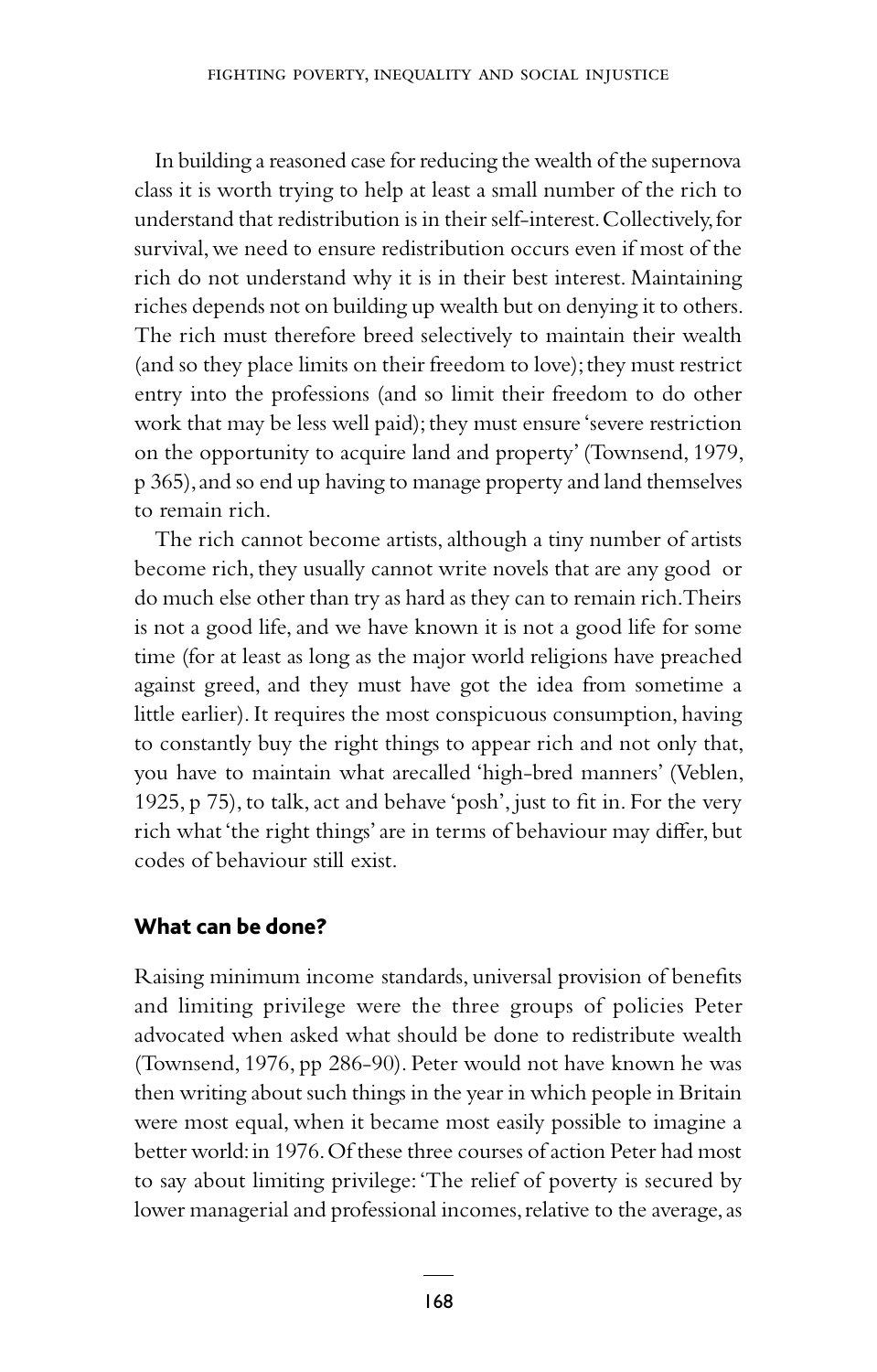In building a reasoned case for reducing the wealth of the supernova class it is worth trying to help at least a small number of the rich to understand that redistribution is in their self-interest. Collectively, for survival, we need to ensure redistribution occurs even if most of the rich do not understand why it is in their best interest. Maintaining riches depends not on building up wealth but on denying it to others. The rich must therefore breed selectively to maintain their wealth (and so they place limits on their freedom to love); they must restrict entry into the professions (and so limit their freedom to do other work that may be less well paid); they must ensure 'severe restriction on the opportunity to acquire land and property' (Townsend, 1979, p 365), and so end up having to manage property and land themselves to remain rich.

The rich cannot become artists, although a tiny number of artists become rich, they usually cannot write novels that are any good or do much else other than try as hard as they can to remain rich. Theirs is not a good life, and we have known it is not a good life for some time (for at least as long as the major world religions have preached against greed, and they must have got the idea from sometime a little earlier). It requires the most conspicuous consumption, having to constantly buy the right things to appear rich and not only that, you have to maintain what arecalled 'high-bred manners' (Veblen, 1925, p 75), to talk, act and behave 'posh', just to fit in. For the very rich what 'the right things' are in terms of behaviour may differ, but codes of behaviour still exist.

## What can be done?

Raising minimum income standards, universal provision of benefits and limiting privilege were the three groups of policies Peter advocated when asked what should be done to redistribute wealth (Townsend, 1976, pp 286-90). Peter would not have known he was then writing about such things in the year in which people in Britain were most equal, when it became most easily possible to imagine a better world: in 1976. Of these three courses of action Peter had most to say about limiting privilege: 'The relief of poverty is secured by lower managerial and professional incomes, relative to the average, as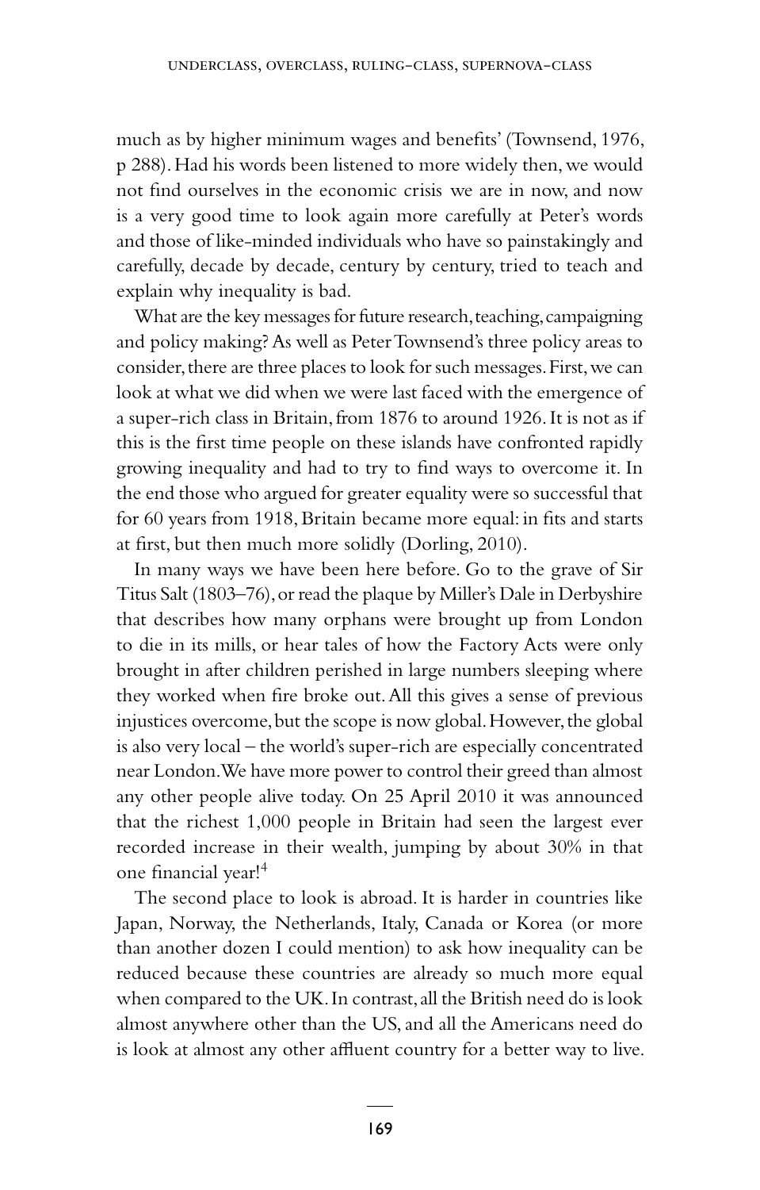much as by higher minimum wages and benefits' (Townsend, 1976, p 288). Had his words been listened to more widely then, we would not find ourselves in the economic crisis we are in now, and now is a very good time to look again more carefully at Peter's words and those of like-minded individuals who have so painstakingly and carefully, decade by decade, century by century, tried to teach and explain why inequality is bad.

What are the key messages for future research, teaching, campaigning and policy making? As well as Peter Townsend's three policy areas to consider, there are three places to look for such messages. First, we can look at what we did when we were last faced with the emergence of a super-rich class in Britain, from 1876 to around 1926. It is not as if this is the first time people on these islands have confronted rapidly growing inequality and had to try to find ways to overcome it. In the end those who argued for greater equality were so successful that for 60 years from 1918, Britain became more equal: in fits and starts at first, but then much more solidly (Dorling, 2010).

In many ways we have been here before. Go to the grave of Sir Titus Salt (1803–76), or read the plaque by Miller's Dale in Derbyshire that describes how many orphans were brought up from London to die in its mills, or hear tales of how the Factory Acts were only brought in after children perished in large numbers sleeping where they worked when fire broke out. All this gives a sense of previous injustices overcome, but the scope is now global. However, the global is also very local – the world's super-rich are especially concentrated near London. We have more power to control their greed than almost any other people alive today. On 25 April 2010 it was announced that the richest 1,000 people in Britain had seen the largest ever recorded increase in their wealth, jumping by about 30% in that one financial year![4]

The second place to look is abroad. It is harder in countries like Japan, Norway, the Netherlands, Italy, Canada or Korea (or more than another dozen I could mention) to ask how inequality can be reduced because these countries are already so much more equal when compared to the UK. In contrast, all the British need do is look almost anywhere other than the US, and all the Americans need do is look at almost any other affluent country for a better way to live.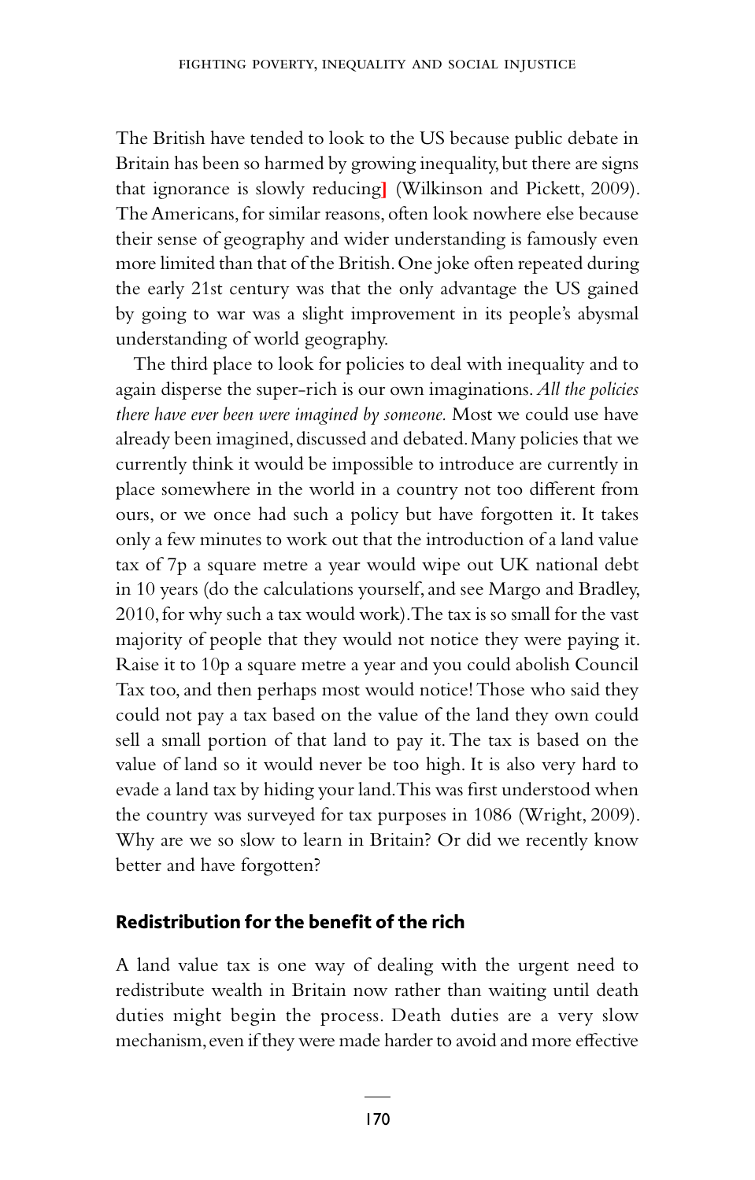The British have tended to look to the US because public debate in Britain has been so harmed by growing inequality, but there are signs that ignorance is slowly reducing] (Wilkinson and Pickett, 2009). The Americans, for similar reasons, often look nowhere else because their sense of geography and wider understanding is famously even more limited than that of the British. One joke often repeated during the early 21st century was that the only advantage the US gained by going to war was a slight improvement in its people's abysmal understanding of world geography.

The third place to look for policies to deal with inequality and to again disperse the super-rich is our own imaginations. *All the policies there have ever been were imagined by someone.* Most we could use have already been imagined, discussed and debated. Many policies that we currently think it would be impossible to introduce are currently in place somewhere in the world in a country not too different from ours, or we once had such a policy but have forgotten it. It takes only a few minutes to work out that the introduction of a land value tax of 7p a square metre a year would wipe out UK national debt in 10 years (do the calculations yourself, and see Margo and Bradley, 2010, for why such a tax would work). The tax is so small for the vast majority of people that they would not notice they were paying it. Raise it to 10p a square metre a year and you could abolish Council Tax too, and then perhaps most would notice! Those who said they could not pay a tax based on the value of the land they own could sell a small portion of that land to pay it. The tax is based on the value of land so it would never be too high. It is also very hard to evade a land tax by hiding your land. This was first understood when the country was surveyed for tax purposes in 1086 (Wright, 2009). Why are we so slow to learn in Britain? Or did we recently know better and have forgotten?

## Redistribution for the benefit of the rich

A land value tax is one way of dealing with the urgent need to redistribute wealth in Britain now rather than waiting until death duties might begin the process. Death duties are a very slow mechanism, even if they were made harder to avoid and more effective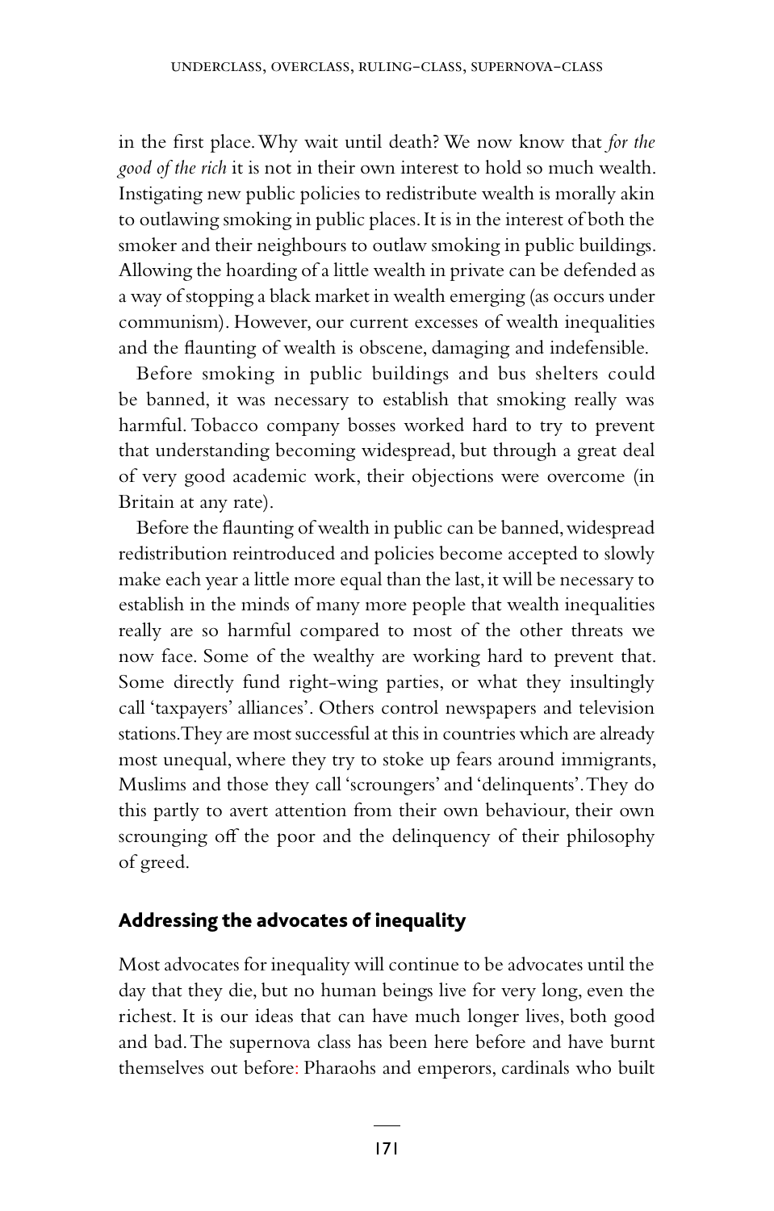in the first place. Why wait until death? We now know that *for the good of the rich* it is not in their own interest to hold so much wealth. Instigating new public policies to redistribute wealth is morally akin to outlawing smoking in public places. It is in the interest of both the smoker and their neighbours to outlaw smoking in public buildings. Allowing the hoarding of a little wealth in private can be defended as a way of stopping a black market in wealth emerging (as occurs under communism). However, our current excesses of wealth inequalities and the flaunting of wealth is obscene, damaging and indefensible.

Before smoking in public buildings and bus shelters could be banned, it was necessary to establish that smoking really was harmful. Tobacco company bosses worked hard to try to prevent that understanding becoming widespread, but through a great deal of very good academic work, their objections were overcome (in Britain at any rate).

Before the flaunting of wealth in public can be banned, widespread redistribution reintroduced and policies become accepted to slowly make each year a little more equal than the last, it will be necessary to establish in the minds of many more people that wealth inequalities really are so harmful compared to most of the other threats we now face. Some of the wealthy are working hard to prevent that. Some directly fund right-wing parties, or what they insultingly call 'taxpayers' alliances'. Others control newspapers and television stations. They are most successful at this in countries which are already most unequal, where they try to stoke up fears around immigrants, Muslims and those they call 'scroungers' and 'delinquents'. They do this partly to avert attention from their own behaviour, their own scrounging off the poor and the delinquency of their philosophy of greed.

## Addressing the advocates of inequality

Most advocates for inequality will continue to be advocates until the day that they die, but no human beings live for very long, even the richest. It is our ideas that can have much longer lives, both good and bad. The supernova class has been here before and have burnt themselves out before: Pharaohs and emperors, cardinals who built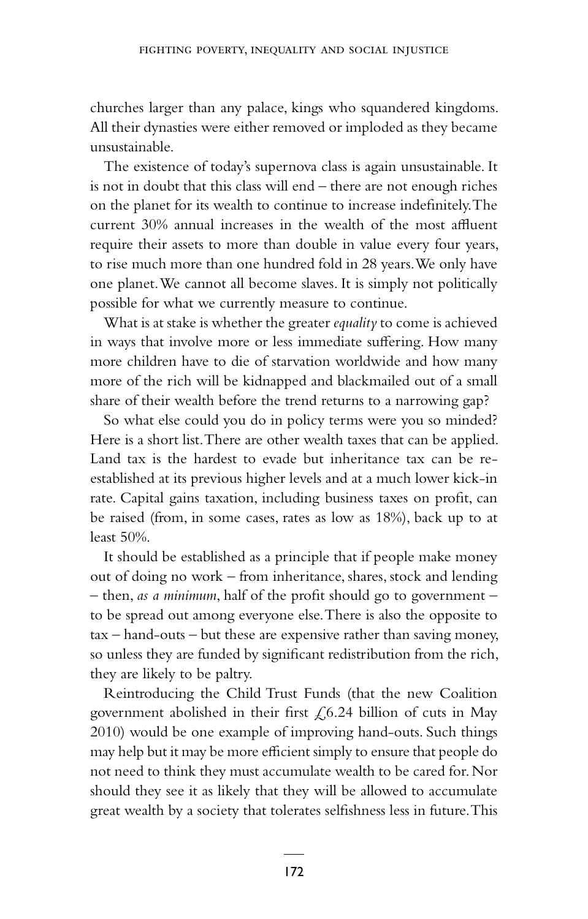churches larger than any palace, kings who squandered kingdoms. All their dynasties were either removed or imploded as they became unsustainable.

The existence of today's supernova class is again unsustainable. It is not in doubt that this class will end – there are not enough riches on the planet for its wealth to continue to increase indefinitely. The current 30% annual increases in the wealth of the most affluent require their assets to more than double in value every four years, to rise much more than one hundred fold in 28 years. We only have one planet. We cannot all become slaves. It is simply not politically possible for what we currently measure to continue.

What is at stake is whether the greater *equality* to come is achieved in ways that involve more or less immediate suffering. How many more children have to die of starvation worldwide and how many more of the rich will be kidnapped and blackmailed out of a small share of their wealth before the trend returns to a narrowing gap?

So what else could you do in policy terms were you so minded? Here is a short list. There are other wealth taxes that can be applied. Land tax is the hardest to evade but inheritance tax can be re-established at its previous higher levels and at a much lower kick-in rate. Capital gains taxation, including business taxes on profit, can be raised (from, in some cases, rates as low as 18%), back up to at least 50%.

It should be established as a principle that if people make money out of doing no work – from inheritance, shares, stock and lending – then, *as a minimum*, half of the profit should go to government – to be spread out among everyone else. There is also the opposite to tax – hand-outs – but these are expensive rather than saving money, so unless they are funded by significant redistribution from the rich, they are likely to be paltry.

Reintroducing the Child Trust Funds (that the new Coalition government abolished in their first £6.24 billion of cuts in May 2010) would be one example of improving hand-outs. Such things may help but it may be more efficient simply to ensure that people do not need to think they must accumulate wealth to be cared for. Nor should they see it as likely that they will be allowed to accumulate great wealth by a society that tolerates selfishness less in future. This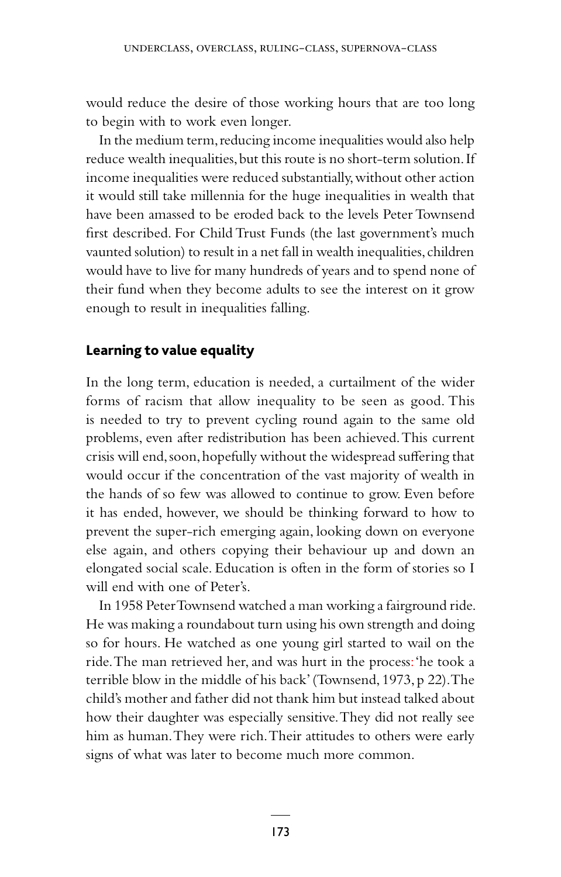would reduce the desire of those working hours that are too long to begin with to work even longer.

In the medium term, reducing income inequalities would also help reduce wealth inequalities, but this route is no short-term solution. If income inequalities were reduced substantially, without other action it would still take millennia for the huge inequalities in wealth that have been amassed to be eroded back to the levels Peter Townsend first described. For Child Trust Funds (the last government's much vaunted solution) to result in a net fall in wealth inequalities, children would have to live for many hundreds of years and to spend none of their fund when they become adults to see the interest on it grow enough to result in inequalities falling.

## Learning to value equality

In the long term, education is needed, a curtailment of the wider forms of racism that allow inequality to be seen as good. This is needed to try to prevent cycling round again to the same old problems, even after redistribution has been achieved. This current crisis will end, soon, hopefully without the widespread suffering that would occur if the concentration of the vast majority of wealth in the hands of so few was allowed to continue to grow. Even before it has ended, however, we should be thinking forward to how to prevent the super-rich emerging again, looking down on everyone else again, and others copying their behaviour up and down an elongated social scale. Education is often in the form of stories so I will end with one of Peter's.

In 1958 Peter Townsend watched a man working a fairground ride. He was making a roundabout turn using his own strength and doing so for hours. He watched as one young girl started to wail on the ride. The man retrieved her, and was hurt in the process: 'he took a terrible blow in the middle of his back' (Townsend, 1973, p 22). The child's mother and father did not thank him but instead talked about how their daughter was especially sensitive. They did not really see him as human. They were rich. Their attitudes to others were early signs of what was later to become much more common.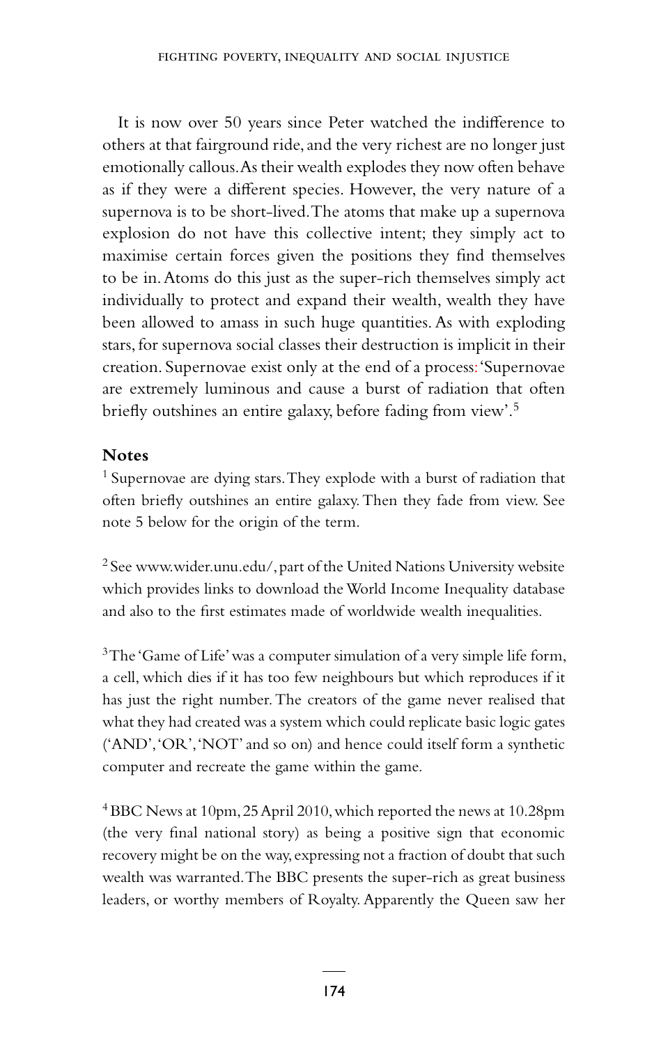It is now over 50 years since Peter watched the indifference to others at that fairground ride, and the very richest are no longer just emotionally callous. As their wealth explodes they now often behave as if they were a different species. However, the very nature of a supernova is to be short-lived. The atoms that make up a supernova explosion do not have this collective intent; they simply act to maximise certain forces given the positions they find themselves to be in. Atoms do this just as the super-rich themselves simply act individually to protect and expand their wealth, wealth they have been allowed to amass in such huge quantities. As with exploding stars, for supernova social classes their destruction is implicit in their creation. Supernovae exist only at the end of a process: 'Supernovae are extremely luminous and cause a burst of radiation that often briefly outshines an entire galaxy, before fading from view'.[5]

## Notes

[1] Supernovae are dying stars. They explode with a burst of radiation that often briefly outshines an entire galaxy. Then they fade from view. See note 5 below for the origin of the term.

[2] See www.wider.unu.edu/, part of the United Nations University website which provides links to download the World Income Inequality database and also to the first estimates made of worldwide wealth inequalities.

[3] The 'Game of Life' was a computer simulation of a very simple life form, a cell, which dies if it has too few neighbours but which reproduces if it has just the right number. The creators of the game never realised that what they had created was a system which could replicate basic logic gates ('AND', 'OR', 'NOT' and so on) and hence could itself form a synthetic computer and recreate the game within the game.

[4] BBC News at 10pm, 25 April 2010, which reported the news at 10.28pm (the very final national story) as being a positive sign that economic recovery might be on the way, expressing not a fraction of doubt that such wealth was warranted. The BBC presents the super-rich as great business leaders, or worthy members of Royalty. Apparently the Queen saw her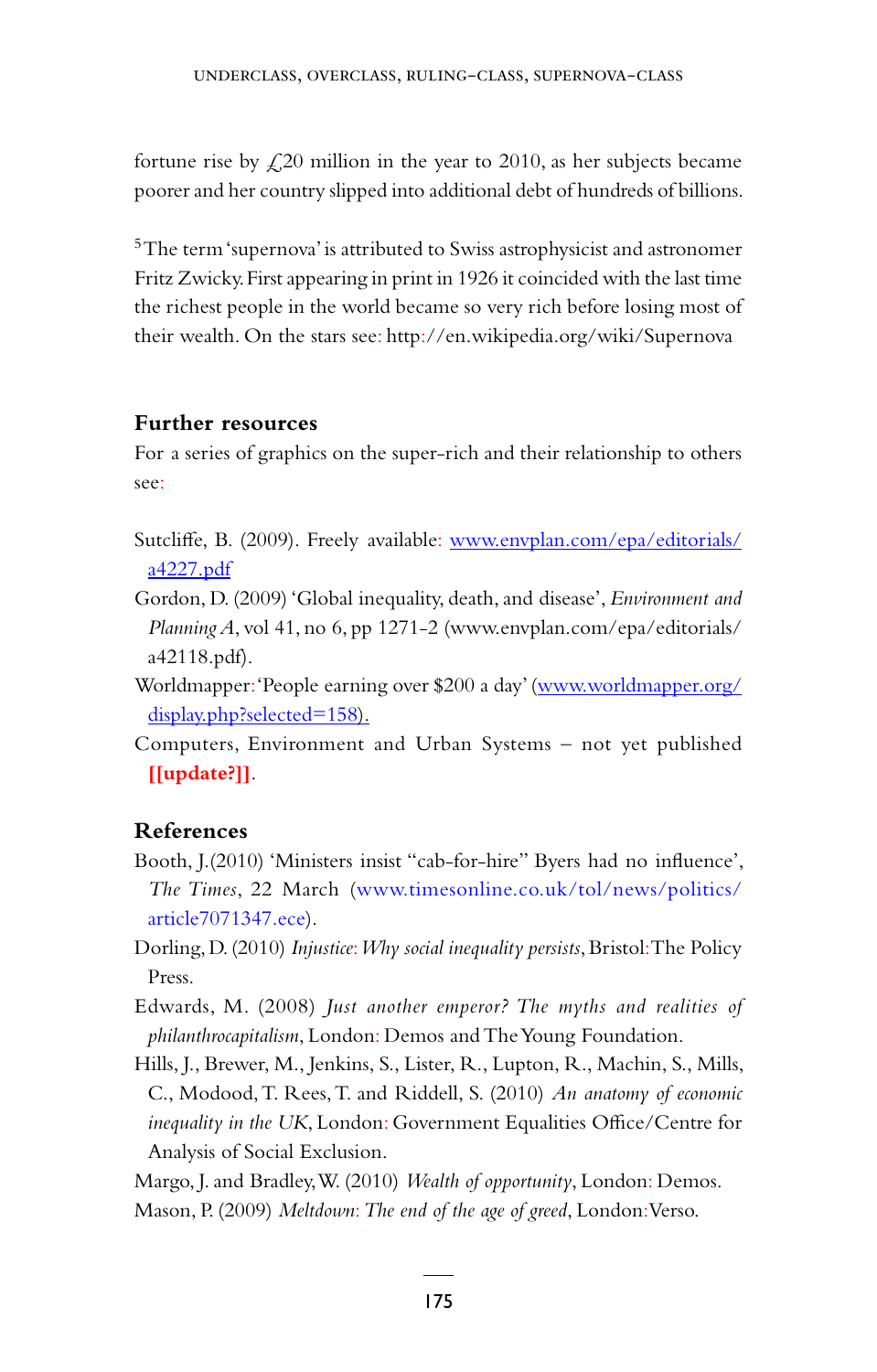fortune rise by £20 million in the year to 2010, as her subjects became poorer and her country slipped into additional debt of hundreds of billions.

[5] The term 'supernova' is attributed to Swiss astrophysicist and astronomer Fritz Zwicky. First appearing in print in 1926 it coincided with the last time the richest people in the world became so very rich before losing most of their wealth. On the stars see: http://en.wikipedia.org/wiki/Supernova

## Further resources

For a series of graphics on the super-rich and their relationship to others see:

Sutcliffe, B. (2009). Freely available: www.envplan.com/epa/editorials/a4227.pdf

Gordon, D. (2009) 'Global inequality, death, and disease', *Environment and Planning A*, vol 41, no 6, pp 1271-2 (www.envplan.com/epa/editorials/a42118.pdf).

Worldmapper: 'People earning over $200 a day' (www.worldmapper.org/display.php?selected=158).

Computers, Environment and Urban Systems – not yet published **[[update?]]**.

## References

Booth, J. (2010) 'Ministers insist "cab-for-hire" Byers had no influence', *The Times*, 22 March (www.timesonline.co.uk/tol/news/politics/article7071347.ece).

Dorling, D. (2010) *Injustice: Why social inequality persists*, Bristol: The Policy Press.

Edwards, M. (2008) *Just another emperor? The myths and realities of philanthrocapitalism*, London: Demos and The Young Foundation.

Hills, J., Brewer, M., Jenkins, S., Lister, R., Lupton, R., Machin, S., Mills, C., Modood, T. Rees, T. and Riddell, S. (2010) *An anatomy of economic inequality in the UK*, London: Government Equalities Office/Centre for Analysis of Social Exclusion.

Margo, J. and Bradley, W. (2010) *Wealth of opportunity*, London: Demos.

Mason, P. (2009) *Meltdown: The end of the age of greed*, London: Verso.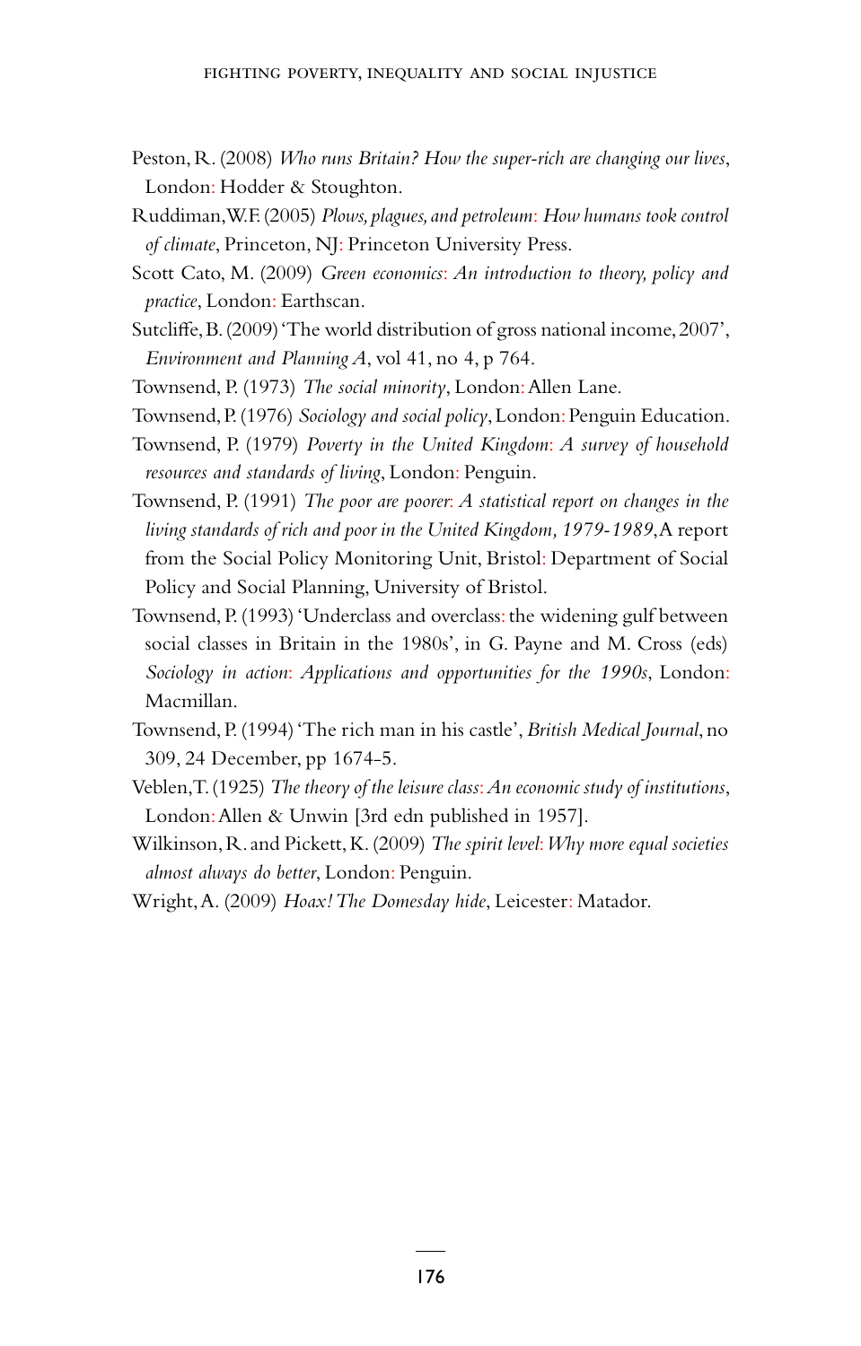Peston, R. (2008) *Who runs Britain? How the super-rich are changing our lives*, London: Hodder & Stoughton.

Ruddiman, W.F. (2005) *Plows, plagues, and petroleum: How humans took control of climate*, Princeton, NJ: Princeton University Press.

Scott Cato, M. (2009) *Green economics: An introduction to theory, policy and practice*, London: Earthscan.

Sutcliffe, B. (2009) 'The world distribution of gross national income, 2007', *Environment and Planning A*, vol 41, no 4, p 764.

Townsend, P. (1973) *The social minority*, London: Allen Lane.

Townsend, P. (1976) *Sociology and social policy*, London: Penguin Education.

Townsend, P. (1979) *Poverty in the United Kingdom: A survey of household resources and standards of living*, London: Penguin.

Townsend, P. (1991) *The poor are poorer: A statistical report on changes in the living standards of rich and poor in the United Kingdom, 1979-1989*, A report from the Social Policy Monitoring Unit, Bristol: Department of Social Policy and Social Planning, University of Bristol.

Townsend, P. (1993) 'Underclass and overclass: the widening gulf between social classes in Britain in the 1980s', in G. Payne and M. Cross (eds) *Sociology in action: Applications and opportunities for the 1990s*, London: Macmillan.

Townsend, P. (1994) 'The rich man in his castle', *British Medical Journal*, no 309, 24 December, pp 1674-5.

Veblen, T. (1925) *The theory of the leisure class: An economic study of institutions*, London: Allen & Unwin [3rd edn published in 1957].

Wilkinson, R. and Pickett, K. (2009) *The spirit level: Why more equal societies almost always do better*, London: Penguin.

Wright, A. (2009) *Hoax! The Domesday hide*, Leicester: Matador.